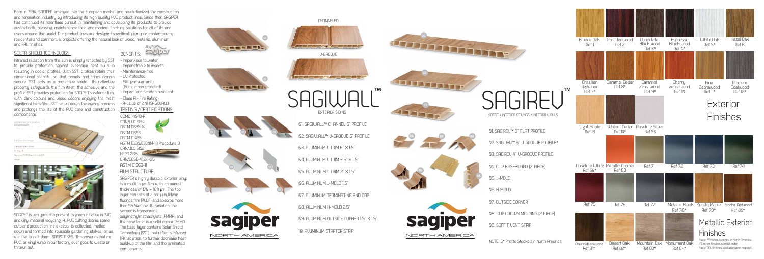Born in 1994, SAGIPER emerged into the European market and revolutionized the construction and renovation industry by introducing its high quality PVC product lines. Since then SAGIPER has continued its relentless pursuit in maintaining and developing its products to provide aesthetically pleasing, maintenance free, and modern finishing solutions for all of its end users around the world. Our product lines are designed specifically for your contemporary residential and commercial projects offering the natural look of wood, metallic, aluminum and RAL finishes.

## SOLAR SHIELD TECHNOLOGY

Infrared radiation from the sun is simply reflected by SST to provide protection against excessive heat build-up resulting in cooler profiles. With SST, profiles retain their dimensional stability so that panels and trims remain secure. SST acts as a protective shield. Its reflective property safeguards the film itself, the adhesive and the profile. SST provides protection for SAGIPER's exterior film, with dark colours and wood décors enjoying the most significant benefits. SST slows down the ageing process and prolongs the life of the PVC core and construction components.

SAGIPER is very proud to present its green initiative in PVC and vinyl material recycling. All PVC cutting debris, spare cuts and production line excess, is collected, melted down and formed into reusable gardening stakes, or as we like to call them, SAGISTAKES. This ensures that no PVC, or vinyl wrap in our factory ever goes to waste or thrown out.

## BENEFITS:

Why? sagiper

- Impervious to water
- Impenetrable to insects
- Maintenance-free
- UV Protected
- 50 year warranty (15-year non-prorated)
- Impact and Scratch resistant
- Class A - Fire Rating
- R-value of 2.41 (SAGIWALL)

## TESTING / CERTIFICATIONS:

CCMC 14943-R
CAN/ULC S134
ASTM D635-14
ASTM D696
ASTM D1435
ASTM E330/E330M-14 Procedure B
CAN/ULC S102
NFPA 285
CAN/CGSB-41.24-95
ASTM C1363-11

## FILM STRUCTURE

SAGIPER's highly durable exterior vinyl is a multi-layer film with an overall thickness of 170 – 180 µm. The top layer consists of a polyvinylidene fluoride film (PVDF) and absorbs more than 95 % of the UV-radiation, the second is transparent polymethylmethacrylate (PMMA) and the base layer is a solid colour PMMA. The base layer contains Solar Shield Technology (SST) that reflects Infrared (IR) radiation, to further decrease heat build-up of the film and the laminated components.

# SAGIWALL™

EXTERIOR SIDING

CHANNELED

U-GROOVE

01. SAGIWALL™ CHANNEL 6" PROFILE
02. SAGIWALL™ U-GROOVE 6" PROFILE
03. ALUMINUM L TRIM 6" X 1.5"
04. ALUMINUM L TRIM 3.5" X 1.5"
05. ALUMINUM L TRIM 2" X 1.5"
06. ALUMINUM J-MOLD 1.5"
07. ALUMINUM TERMINATING END CAP
08. ALUMINUM H-MOLD 2.5"
09. ALUMINUM OUTSIDE CORNER 1.5" X 1.5"
10. ALUMINUM STARTER STRIP

sagiper NORTH AMERICA

# SAGIREV™

SOFFIT / INTERIOR CEILINGS / INTERIOR WALLS

01. SAGIREV™ 8" FLAT PROFILE
02. SAGIREV™ 6" U-GROOVE PROFILE*
03. SAGIREV 4" U-GROOVE PROFILE
04. CLIP BASEBOARD (2-PIECE)
05. J-MOLD
06. H-MOLD
07. OUTSIDE CORNER
08. CLIP CROWN MOLDING (2-PIECE)
09. SOFFIT VENT STRIP

NOTE: 6" Profile Stocked in North America

sagiper NORTH AMERICA

## Exterior Finishes

Blonde Oak Ref 1 · Port Redwood Ref 2 · Chocolate Blackwood Ref 3* · Espresso Blackwood Ref 4* · White Oak Ref 5* · Hazel Oak Ref 6

Brazilian Redwood Ref 7* · Caramel Cedar Ref 8* · Caramel Zebrawood Ref 9* · Cherry Zebrawood Ref 10 · Pine Zebrawood Ref 11* · Titanium Coalwood Ref 12*

Light Maple Ref 13 · Walnut Cedar Ref 14* · Absolute Silver Ref 50

## Metallic Exterior Finishes

Absolute White Ref 60* · Metallic Copper Ref 69 · Ref 71 · Ref 72 · Ref 73 · Ref 74

Ref 75 · Ref 76 · Ref 77 · Metallic Black Ref 78* · Knotty Maple Ref 79* · Mocha Redwood Ref 80*

ChestnutBlackwood Ref 81* · Desert Oak Ref 82* · Mountain Oak Ref 83* · Monument Oak Ref 84*

Note: *Finishes stocked in North America. All other finishes special order. Note: RAL finishes available upon request.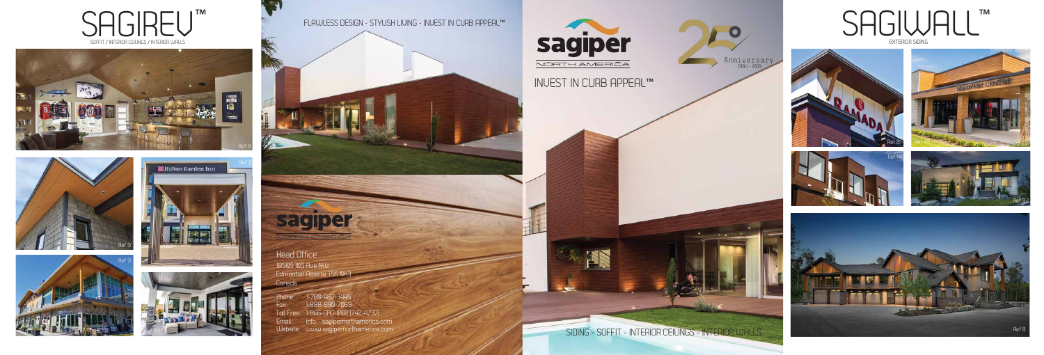# SAGIREV™

SOFFIT / INTERIOR CEILINGS / INTERIOR WALLS

Ref 8

Ref 3

Ref 9

Ref 9

Ref 84

FLAWLESS DESIGN - STYLISH LIVING - INVEST IN CURB APPEAL™

sagiper

Head Office

18505 105 Ave NW
Edmonton Alberta T5S 0M3
Canada

Phone: 1-780-482-3465
Fax: 1-888-890-7869
Toll Free: 1-866-SAG-IPER (742-4737)
Email: info@sagipernorthamerica.com
Website: www.sagipernorthamerica.com

sagiper

NORTH AMERICA

25 Anniversary 1994 - 2019

INVEST IN CURB APPEAL™

SIDING - SOFFIT - INTERIOR CEILINGS - INTERIOR WALLS

# SAGIWALL™

EXTERIOR SIDING

Ref 81

Ref 14

Ref 82

Ref 8